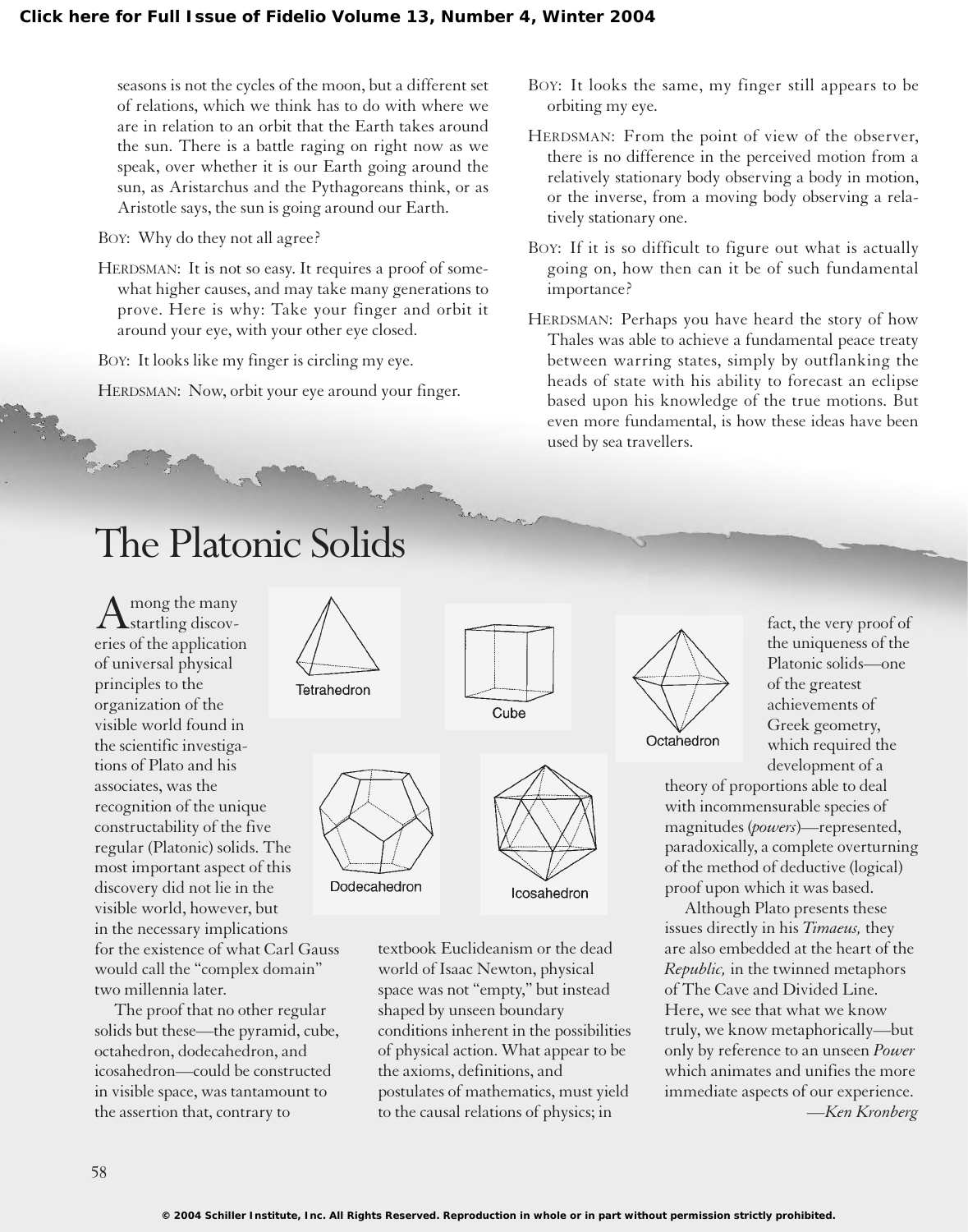seasons is not the cycles of the moon, but a different set of relations, which we think has to do with where we are in relation to an orbit that the Earth takes around the sun. There is a battle raging on right now as we speak, over whether it is our Earth going around the sun, as Aristarchus and the Pythagoreans think, or as Aristotle says, the sun is going around our Earth.

BOY: Why do they not all agree?

HERDSMAN: It is not so easy. It requires a proof of somewhat higher causes, and may take many generations to prove. Here is why: Take your finger and orbit it around your eye, with your other eye closed.

BOY: It looks like my finger is circling my eye.

HERDSMAN: Now, orbit your eye around your finger.

BOY: It looks the same, my finger still appears to be orbiting my eye.

HERDSMAN: From the point of view of the observer, there is no difference in the perceived motion from a relatively stationary body observing a body in motion, or the inverse, from a moving body observing a relatively stationary one.

BOY: If it is so difficult to figure out what is actually going on, how then can it be of such fundamental importance?

HERDSMAN: Perhaps you have heard the story of how Thales was able to achieve a fundamental peace treaty between warring states, simply by outflanking the heads of state with his ability to forecast an eclipse based upon his knowledge of the true motions. But even more fundamental, is how these ideas have been used by sea travellers.

# The Platonic Solids

Tetrahedron

Cube

Octahedron

Dodecahedron

Icosahedron

Among the many startling discoveries of the application of universal physical principles to the organization of the visible world found in the scientific investigations of Plato and his associates, was the recognition of the unique constructability of the five regular (Platonic) solids. The most important aspect of this discovery did not lie in the visible world, however, but in the necessary implications for the existence of what Carl Gauss would call the "complex domain" two millennia later.

The proof that no other regular solids but these—the pyramid, cube, octahedron, dodecahedron, and icosahedron—could be constructed in visible space, was tantamount to the assertion that, contrary to textbook Euclideanism or the dead world of Isaac Newton, physical space was not "empty," but instead shaped by unseen boundary conditions inherent in the possibilities of physical action. What appear to be the axioms, definitions, and postulates of mathematics, must yield to the causal relations of physics; in fact, the very proof of the uniqueness of the Platonic solids—one of the greatest achievements of Greek geometry, which required the development of a theory of proportions able to deal with incommensurable species of magnitudes (*powers*)—represented, paradoxically, a complete overturning of the method of deductive (logical) proof upon which it was based.

Although Plato presents these issues directly in his *Timaeus,* they are also embedded at the heart of the *Republic,* in the twinned metaphors of The Cave and Divided Line. Here, we see that what we know truly, we know metaphorically—but only by reference to an unseen *Power* which animates and unifies the more immediate aspects of our experience.

*—Ken Kronberg*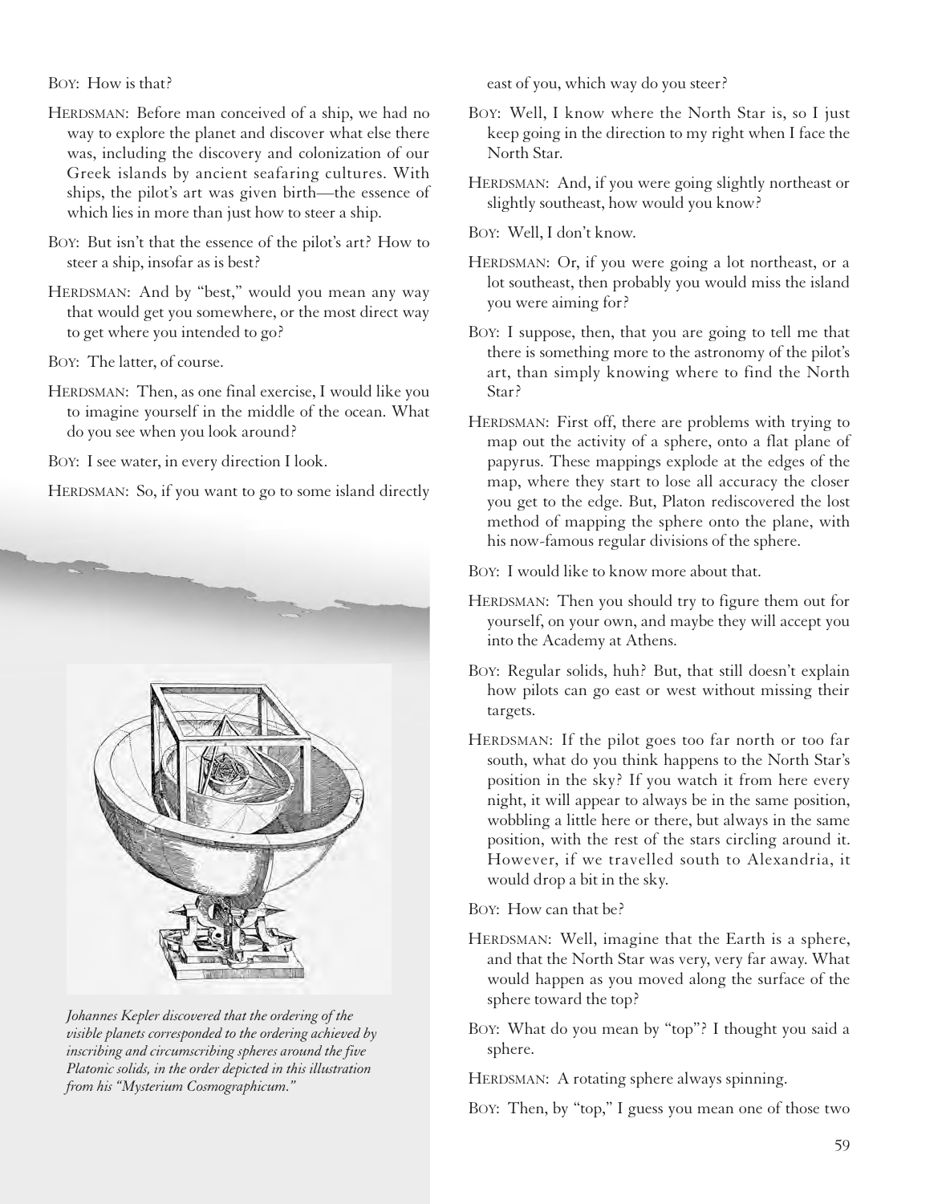BOY: How is that?

HERDSMAN: Before man conceived of a ship, we had no way to explore the planet and discover what else there was, including the discovery and colonization of our Greek islands by ancient seafaring cultures. With ships, the pilot's art was given birth—the essence of which lies in more than just how to steer a ship.

BOY: But isn't that the essence of the pilot's art? How to steer a ship, insofar as is best?

HERDSMAN: And by "best," would you mean any way that would get you somewhere, or the most direct way to get where you intended to go?

BOY: The latter, of course.

HERDSMAN: Then, as one final exercise, I would like you to imagine yourself in the middle of the ocean. What do you see when you look around?

BOY: I see water, in every direction I look.

HERDSMAN: So, if you want to go to some island directly east of you, which way do you steer?

BOY: Well, I know where the North Star is, so I just keep going in the direction to my right when I face the North Star.

HERDSMAN: And, if you were going slightly northeast or slightly southeast, how would you know?

BOY: Well, I don't know.

HERDSMAN: Or, if you were going a lot northeast, or a lot southeast, then probably you would miss the island you were aiming for?

BOY: I suppose, then, that you are going to tell me that there is something more to the astronomy of the pilot's art, than simply knowing where to find the North Star?

HERDSMAN: First off, there are problems with trying to map out the activity of a sphere, onto a flat plane of papyrus. These mappings explode at the edges of the map, where they start to lose all accuracy the closer you get to the edge. But, Platon rediscovered the lost method of mapping the sphere onto the plane, with his now-famous regular divisions of the sphere.

BOY: I would like to know more about that.

HERDSMAN: Then you should try to figure them out for yourself, on your own, and maybe they will accept you into the Academy at Athens.

BOY: Regular solids, huh? But, that still doesn't explain how pilots can go east or west without missing their targets.

HERDSMAN: If the pilot goes too far north or too far south, what do you think happens to the North Star's position in the sky? If you watch it from here every night, it will appear to always be in the same position, wobbling a little here or there, but always in the same position, with the rest of the stars circling around it. However, if we travelled south to Alexandria, it would drop a bit in the sky.

BOY: How can that be?

HERDSMAN: Well, imagine that the Earth is a sphere, and that the North Star was very, very far away. What would happen as you moved along the surface of the sphere toward the top?

BOY: What do you mean by "top"? I thought you said a sphere.

HERDSMAN: A rotating sphere always spinning.

BOY: Then, by "top," I guess you mean one of those two

*Johannes Kepler discovered that the ordering of the visible planets corresponded to the ordering achieved by inscribing and circumscribing spheres around the five Platonic solids, in the order depicted in this illustration from his "Mysterium Cosmographicum."*